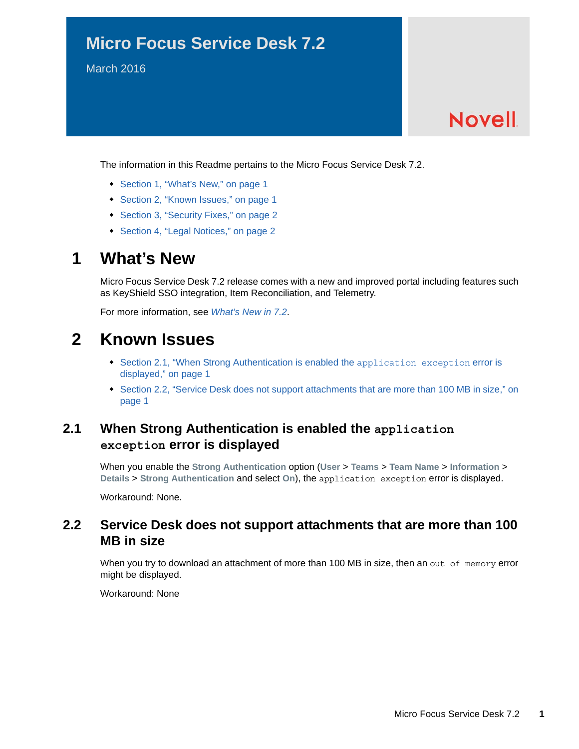# Micro Focus Service Desk 7.2

March 2016

Novell

The information in this Readme pertains to the Micro Focus Service Desk 7.2.

- Section 1, "What's New," on page 1
- Section 2, "Known Issues," on page 1
- Section 3, "Security Fixes," on page 2
- Section 4, "Legal Notices," on page 2

## 1 What's New

Micro Focus Service Desk 7.2 release comes with a new and improved portal including features such as KeyShield SSO integration, Item Reconciliation, and Telemetry.

For more information, see *What's New in 7.2*.

## 2 Known Issues

- Section 2.1, "When Strong Authentication is enabled the `application exception` error is displayed," on page 1
- Section 2.2, "Service Desk does not support attachments that are more than 100 MB in size," on page 1

### 2.1 When Strong Authentication is enabled the `application exception` error is displayed

When you enable the **Strong Authentication** option (**User** > **Teams** > **Team Name** > **Information** > **Details** > **Strong Authentication** and select **On**), the `application exception` error is displayed.

Workaround: None.

### 2.2 Service Desk does not support attachments that are more than 100 MB in size

When you try to download an attachment of more than 100 MB in size, then an `out of memory` error might be displayed.

Workaround: None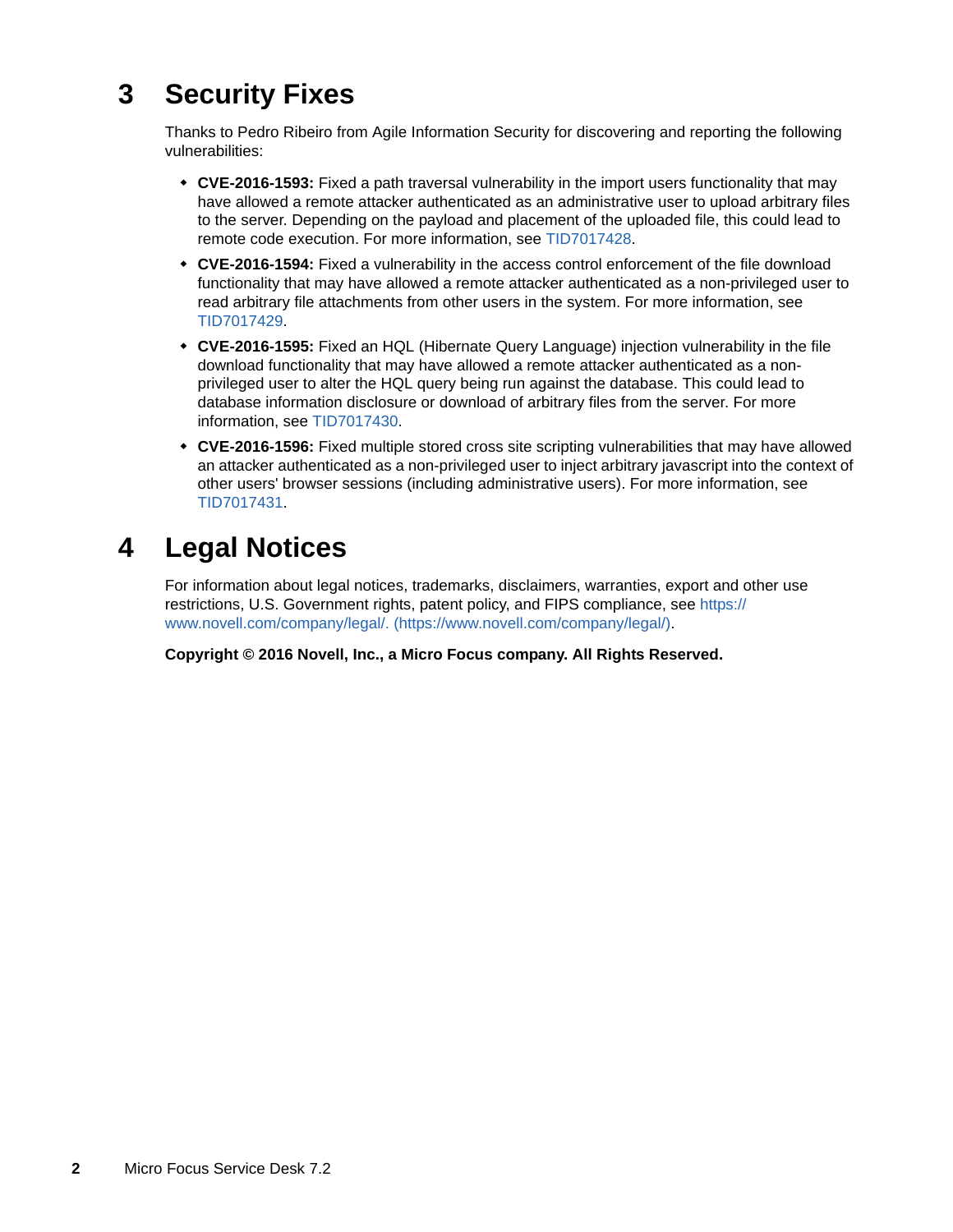# 3 Security Fixes

Thanks to Pedro Ribeiro from Agile Information Security for discovering and reporting the following vulnerabilities:

- **CVE-2016-1593:** Fixed a path traversal vulnerability in the import users functionality that may have allowed a remote attacker authenticated as an administrative user to upload arbitrary files to the server. Depending on the payload and placement of the uploaded file, this could lead to remote code execution. For more information, see TID7017428.
- **CVE-2016-1594:** Fixed a vulnerability in the access control enforcement of the file download functionality that may have allowed a remote attacker authenticated as a non-privileged user to read arbitrary file attachments from other users in the system. For more information, see TID7017429.
- **CVE-2016-1595:** Fixed an HQL (Hibernate Query Language) injection vulnerability in the file download functionality that may have allowed a remote attacker authenticated as a non-privileged user to alter the HQL query being run against the database. This could lead to database information disclosure or download of arbitrary files from the server. For more information, see TID7017430.
- **CVE-2016-1596:** Fixed multiple stored cross site scripting vulnerabilities that may have allowed an attacker authenticated as a non-privileged user to inject arbitrary javascript into the context of other users' browser sessions (including administrative users). For more information, see TID7017431.

# 4 Legal Notices

For information about legal notices, trademarks, disclaimers, warranties, export and other use restrictions, U.S. Government rights, patent policy, and FIPS compliance, see https://www.novell.com/company/legal/. (https://www.novell.com/company/legal/).

**Copyright © 2016 Novell, Inc., a Micro Focus company. All Rights Reserved.**